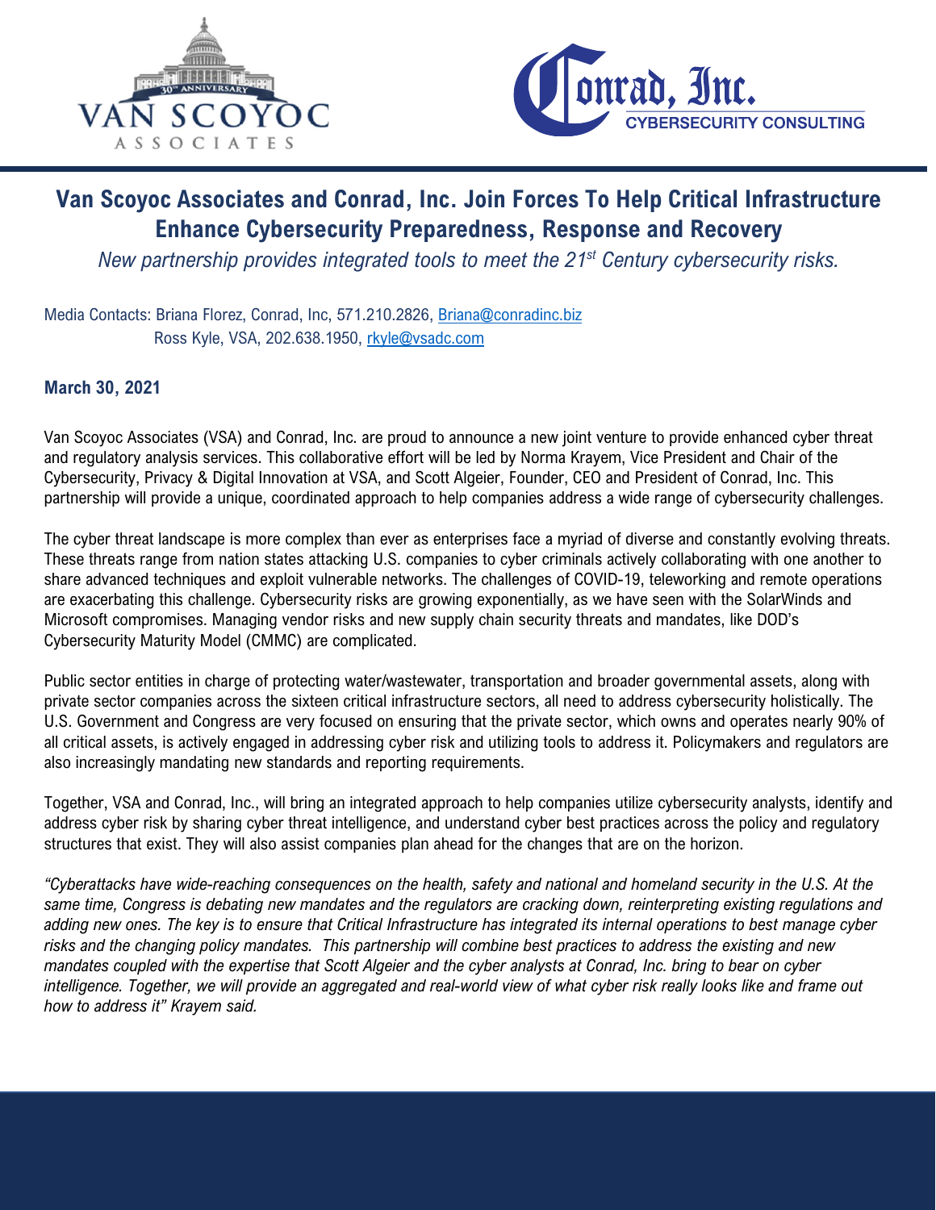# Van Scoyoc Associates and Conrad, Inc. Join Forces To Help Critical Infrastructure Enhance Cybersecurity Preparedness, Response and Recovery

*New partnership provides integrated tools to meet the 21st Century cybersecurity risks.*

Media Contacts: Briana Florez, Conrad, Inc, 571.210.2826, Briana@conradinc.biz
Ross Kyle, VSA, 202.638.1950, rkyle@vsadc.com

**March 30, 2021**

Van Scoyoc Associates (VSA) and Conrad, Inc. are proud to announce a new joint venture to provide enhanced cyber threat and regulatory analysis services. This collaborative effort will be led by Norma Krayem, Vice President and Chair of the Cybersecurity, Privacy & Digital Innovation at VSA, and Scott Algeier, Founder, CEO and President of Conrad, Inc. This partnership will provide a unique, coordinated approach to help companies address a wide range of cybersecurity challenges.

The cyber threat landscape is more complex than ever as enterprises face a myriad of diverse and constantly evolving threats. These threats range from nation states attacking U.S. companies to cyber criminals actively collaborating with one another to share advanced techniques and exploit vulnerable networks. The challenges of COVID-19, teleworking and remote operations are exacerbating this challenge. Cybersecurity risks are growing exponentially, as we have seen with the SolarWinds and Microsoft compromises. Managing vendor risks and new supply chain security threats and mandates, like DOD's Cybersecurity Maturity Model (CMMC) are complicated.

Public sector entities in charge of protecting water/wastewater, transportation and broader governmental assets, along with private sector companies across the sixteen critical infrastructure sectors, all need to address cybersecurity holistically. The U.S. Government and Congress are very focused on ensuring that the private sector, which owns and operates nearly 90% of all critical assets, is actively engaged in addressing cyber risk and utilizing tools to address it. Policymakers and regulators are also increasingly mandating new standards and reporting requirements.

Together, VSA and Conrad, Inc., will bring an integrated approach to help companies utilize cybersecurity analysts, identify and address cyber risk by sharing cyber threat intelligence, and understand cyber best practices across the policy and regulatory structures that exist. They will also assist companies plan ahead for the changes that are on the horizon.

*"Cyberattacks have wide-reaching consequences on the health, safety and national and homeland security in the U.S. At the same time, Congress is debating new mandates and the regulators are cracking down, reinterpreting existing regulations and adding new ones. The key is to ensure that Critical Infrastructure has integrated its internal operations to best manage cyber risks and the changing policy mandates. This partnership will combine best practices to address the existing and new mandates coupled with the expertise that Scott Algeier and the cyber analysts at Conrad, Inc. bring to bear on cyber intelligence. Together, we will provide an aggregated and real-world view of what cyber risk really looks like and frame out how to address it" Krayem said.*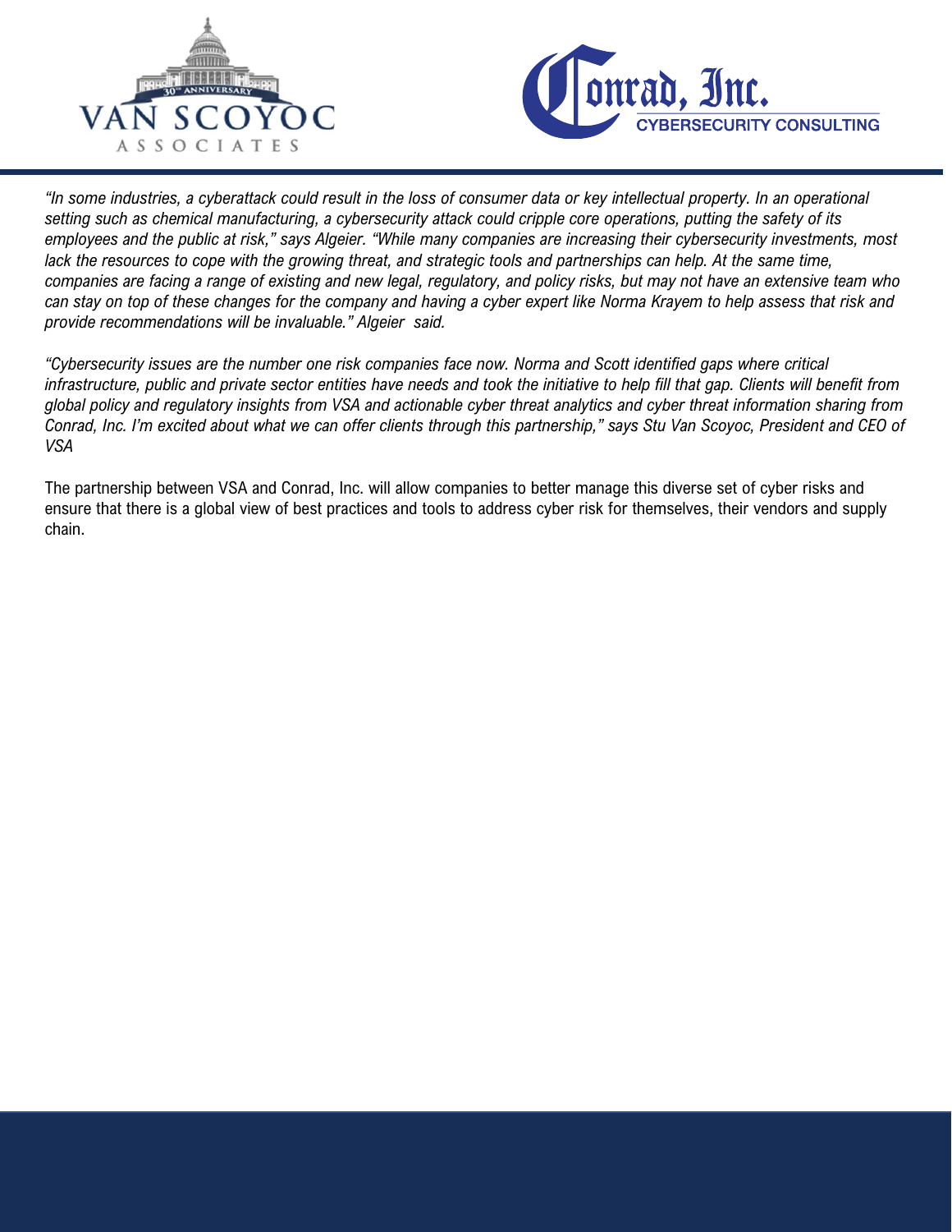*"In some industries, a cyberattack could result in the loss of consumer data or key intellectual property. In an operational setting such as chemical manufacturing, a cybersecurity attack could cripple core operations, putting the safety of its employees and the public at risk," says Algeier. "While many companies are increasing their cybersecurity investments, most lack the resources to cope with the growing threat, and strategic tools and partnerships can help. At the same time, companies are facing a range of existing and new legal, regulatory, and policy risks, but may not have an extensive team who can stay on top of these changes for the company and having a cyber expert like Norma Krayem to help assess that risk and provide recommendations will be invaluable." Algeier said.*

*"Cybersecurity issues are the number one risk companies face now. Norma and Scott identified gaps where critical infrastructure, public and private sector entities have needs and took the initiative to help fill that gap. Clients will benefit from global policy and regulatory insights from VSA and actionable cyber threat analytics and cyber threat information sharing from Conrad, Inc. I'm excited about what we can offer clients through this partnership," says Stu Van Scoyoc, President and CEO of VSA*

The partnership between VSA and Conrad, Inc. will allow companies to better manage this diverse set of cyber risks and ensure that there is a global view of best practices and tools to address cyber risk for themselves, their vendors and supply chain.